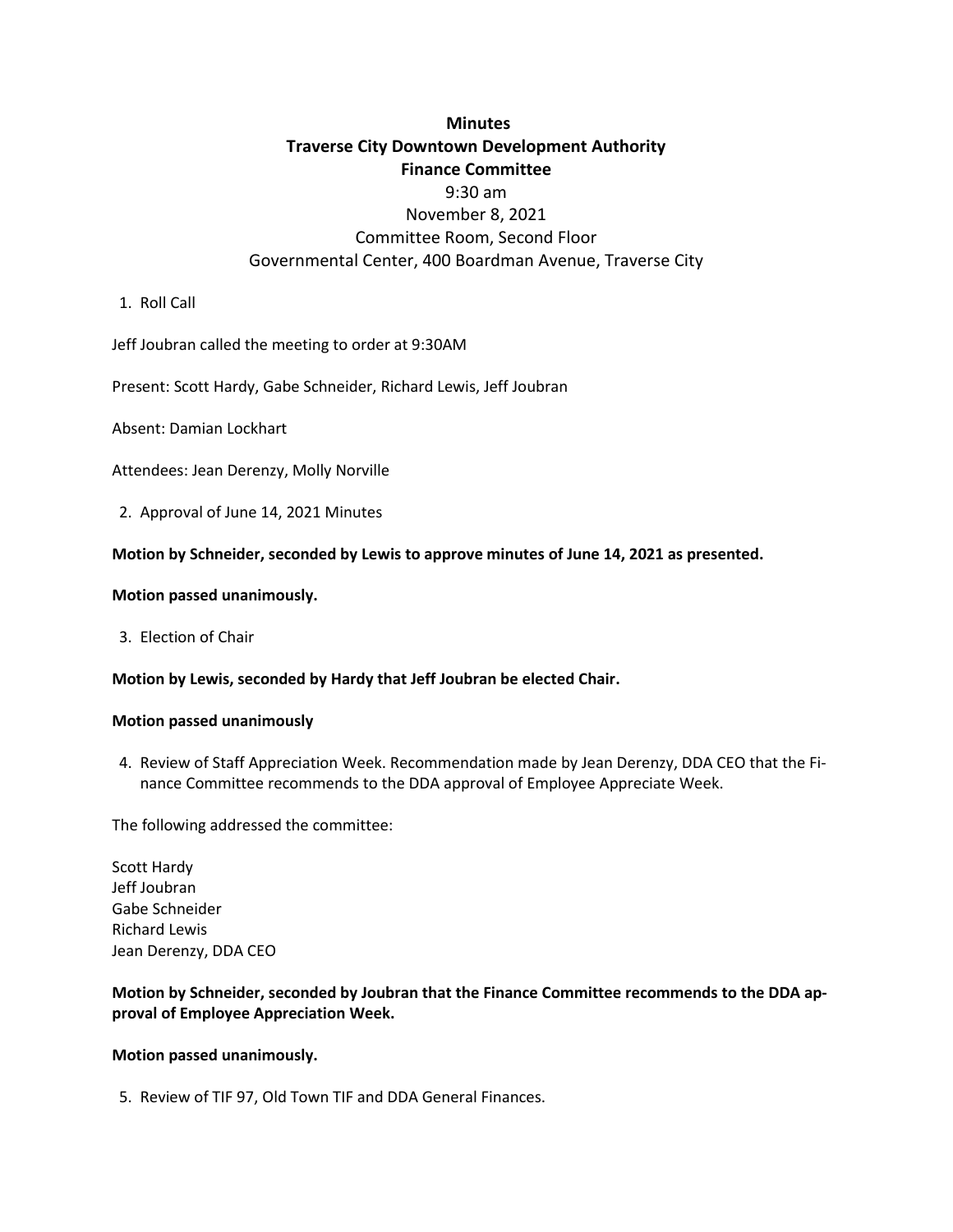**Minutes**
**Traverse City Downtown Development Authority**
**Finance Committee**
9:30 am
November 8, 2021
Committee Room, Second Floor
Governmental Center, 400 Boardman Avenue, Traverse City

1. Roll Call

Jeff Joubran called the meeting to order at 9:30AM

Present: Scott Hardy, Gabe Schneider, Richard Lewis, Jeff Joubran

Absent: Damian Lockhart

Attendees: Jean Derenzy, Molly Norville

2. Approval of June 14, 2021 Minutes

**Motion by Schneider, seconded by Lewis to approve minutes of June 14, 2021 as presented.**

**Motion passed unanimously.**

3. Election of Chair

**Motion by Lewis, seconded by Hardy that Jeff Joubran be elected Chair.**

**Motion passed unanimously**

4. Review of Staff Appreciation Week. Recommendation made by Jean Derenzy, DDA CEO that the Finance Committee recommends to the DDA approval of Employee Appreciate Week.

The following addressed the committee:

Scott Hardy
Jeff Joubran
Gabe Schneider
Richard Lewis
Jean Derenzy, DDA CEO

**Motion by Schneider, seconded by Joubran that the Finance Committee recommends to the DDA approval of Employee Appreciation Week.**

**Motion passed unanimously.**

5. Review of TIF 97, Old Town TIF and DDA General Finances.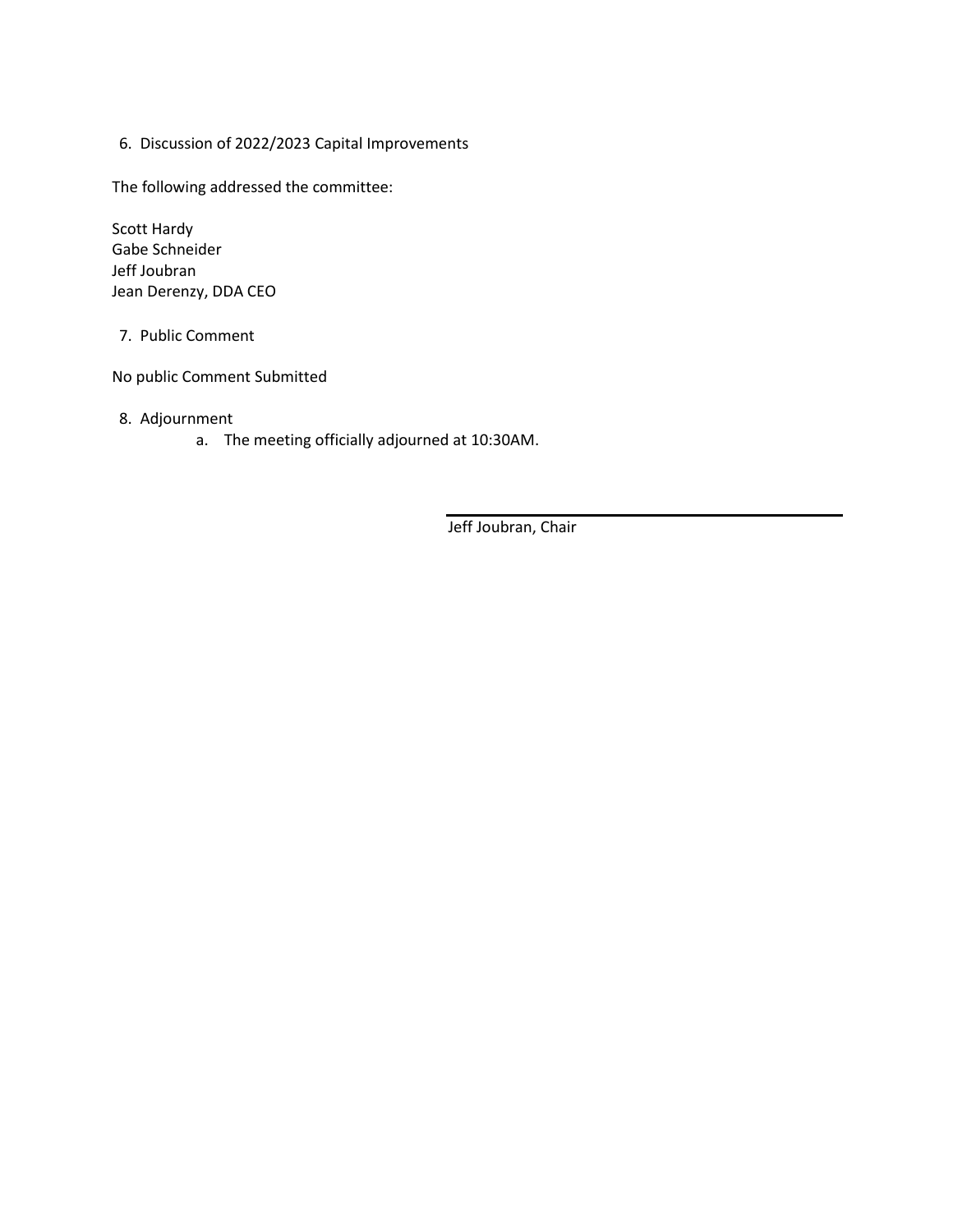6. Discussion of 2022/2023 Capital Improvements

The following addressed the committee:

Scott Hardy
Gabe Schneider
Jeff Joubran
Jean Derenzy, DDA CEO

7. Public Comment

No public Comment Submitted

8. Adjournment
   a. The meeting officially adjourned at 10:30AM.

Jeff Joubran, Chair